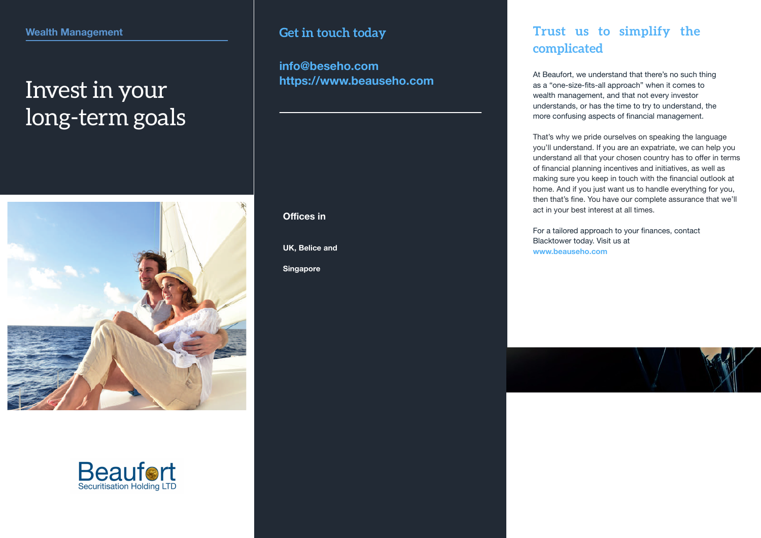Wealth Management

# Invest in your long-term goals

Beaufort
Securitisation Holding LTD

## Get in touch today

**info@beseho.com**
**https://www.beauseho.com**

**Offices in**

**UK, Belice and**

**Singapore**

## Trust us to simplify the complicated

At Beaufort, we understand that there's no such thing as a "one-size-fits-all approach" when it comes to wealth management, and that not every investor understands, or has the time to try to understand, the more confusing aspects of financial management.

That's why we pride ourselves on speaking the language you'll understand. If you are an expatriate, we can help you understand all that your chosen country has to offer in terms of financial planning incentives and initiatives, as well as making sure you keep in touch with the financial outlook at home. And if you just want us to handle everything for you, then that's fine. You have our complete assurance that we'll act in your best interest at all times.

For a tailored approach to your finances, contact Blacktower today. Visit us at **www.beauseho.com**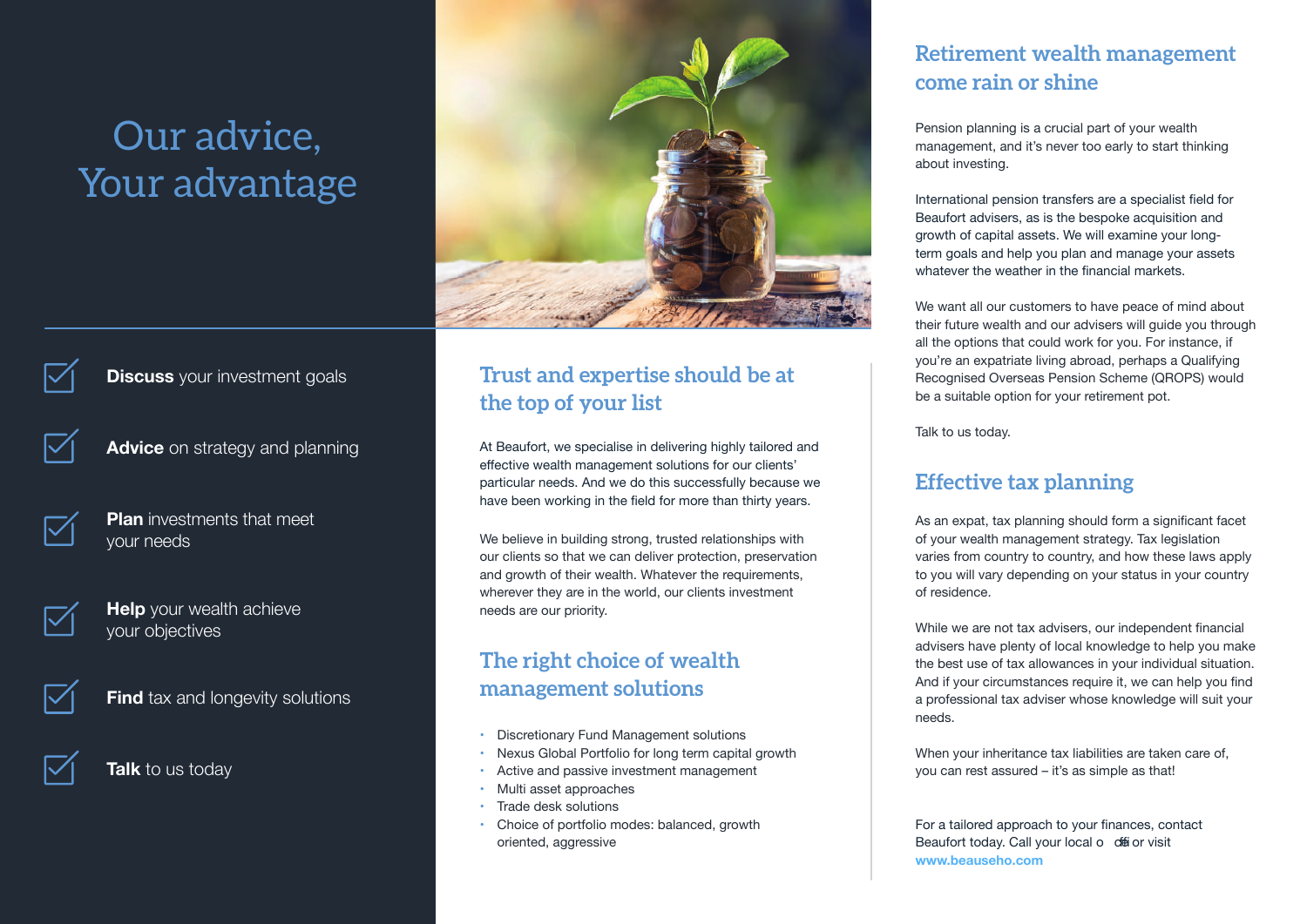# Our advice, Your advantage

- **Discuss** your investment goals
- **Advice** on strategy and planning
- **Plan** investments that meet your needs
- **Help** your wealth achieve your objectives
- **Find** tax and longevity solutions
- **Talk** to us today

## Trust and expertise should be at the top of your list

At Beaufort, we specialise in delivering highly tailored and effective wealth management solutions for our clients' particular needs. And we do this successfully because we have been working in the field for more than thirty years.

We believe in building strong, trusted relationships with our clients so that we can deliver protection, preservation and growth of their wealth. Whatever the requirements, wherever they are in the world, our clients investment needs are our priority.

## The right choice of wealth management solutions

- Discretionary Fund Management solutions
- Nexus Global Portfolio for long term capital growth
- Active and passive investment management
- Multi asset approaches
- Trade desk solutions
- Choice of portfolio modes: balanced, growth oriented, aggressive

## Retirement wealth management come rain or shine

Pension planning is a crucial part of your wealth management, and it's never too early to start thinking about investing.

International pension transfers are a specialist field for Beaufort advisers, as is the bespoke acquisition and growth of capital assets. We will examine your long-term goals and help you plan and manage your assets whatever the weather in the financial markets.

We want all our customers to have peace of mind about their future wealth and our advisers will guide you through all the options that could work for you. For instance, if you're an expatriate living abroad, perhaps a Qualifying Recognised Overseas Pension Scheme (QROPS) would be a suitable option for your retirement pot.

Talk to us today.

## Effective tax planning

As an expat, tax planning should form a significant facet of your wealth management strategy. Tax legislation varies from country to country, and how these laws apply to you will vary depending on your status in your country of residence.

While we are not tax advisers, our independent financial advisers have plenty of local knowledge to help you make the best use of tax allowances in your individual situation. And if your circumstances require it, we can help you find a professional tax adviser whose knowledge will suit your needs.

When your inheritance tax liabilities are taken care of, you can rest assured – it's as simple as that!

For a tailored approach to your finances, contact Beaufort today. Call your local office or visit **www.beauseho.com**